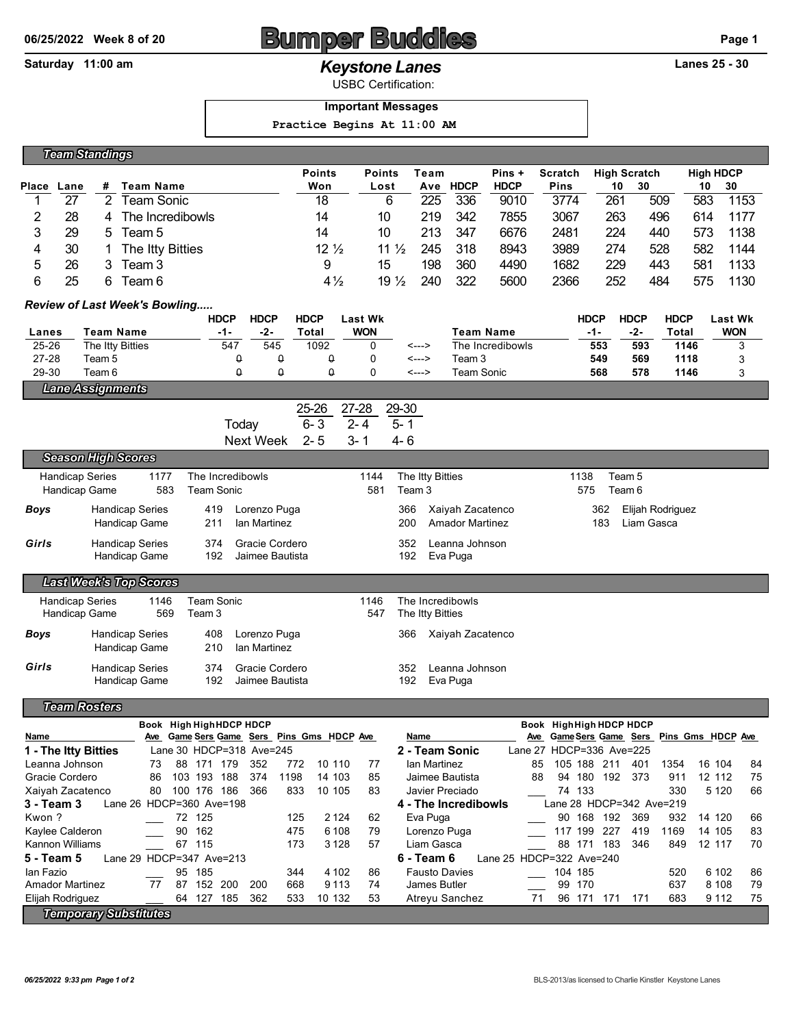06/25/2022 Week 8 of 20

# Bumper Buddies

Saturday 11:00 am

## Keystone Lanes

Lanes 25 - 30

USBC Certification:

**Important Messages**

Practice Begins At 11:00 AM

### Team Standings

| Place | Lane | # | Team Name | Points Won | Points Lost | Team Ave | HDCP | Pins + HDCP | Scratch Pins | High Scratch 10 | High Scratch 30 | High HDCP 10 | High HDCP 30 |
|---|---|---|---|---|---|---|---|---|---|---|---|---|---|
| 1 | 27 | 2 | Team Sonic | 18 | 6 | 225 | 336 | 9010 | 3774 | 261 | 509 | 583 | 1153 |
| 2 | 28 | 4 | The Incredibowls | 14 | 10 | 219 | 342 | 7855 | 3067 | 263 | 496 | 614 | 1177 |
| 3 | 29 | 5 | Team 5 | 14 | 10 | 213 | 347 | 6676 | 2481 | 224 | 440 | 573 | 1138 |
| 4 | 30 | 1 | The Itty Bitties | 12 ½ | 11 ½ | 245 | 318 | 8943 | 3989 | 274 | 528 | 582 | 1144 |
| 5 | 26 | 3 | Team 3 | 9 | 15 | 198 | 360 | 4490 | 1682 | 229 | 443 | 581 | 1133 |
| 6 | 25 | 6 | Team 6 | 4 ½ | 19 ½ | 240 | 322 | 5600 | 2366 | 252 | 484 | 575 | 1130 |

### Review of Last Week's Bowling.....

| Lanes | Team Name | HDCP -1- | HDCP -2- | HDCP Total | Last Wk WON | | Team Name | HDCP -1- | HDCP -2- | HDCP Total | Last Wk WON |
|---|---|---|---|---|---|---|---|---|---|---|---|
| 25-26 | The Itty Bitties | 547 | 545 | 1092 | 0 | <---> | The Incredibowls | 553 | 593 | 1146 | 3 |
| 27-28 | Team 5 | 0 | 0 | 0 | 0 | <---> | Team 3 | 549 | 569 | 1118 | 3 |
| 29-30 | Team 6 | 0 | 0 | 0 | 0 | <---> | Team Sonic | 568 | 578 | 1146 | 3 |

### Lane Assignments

| | 25-26 | 27-28 | 29-30 |
|---|---|---|---|
| Today | 6- 3 | 2- 4 | 5- 1 |
| Next Week | 2- 5 | 3- 1 | 4- 6 |

### Season High Scores

| | | | | | | |
|---|---|---|---|---|---|---|
| Handicap Series | 1177 | The Incredibowls | 1144 | The Itty Bitties | 1138 | Team 5 |
| Handicap Game | 583 | Team Sonic | 581 | Team 3 | 575 | Team 6 |

| | | | | | | | |
|---|---|---|---|---|---|---|---|
| **Boys** | Handicap Series | 419 | Lorenzo Puga | 366 | Xaiyah Zacatenco | 362 | Elijah Rodriguez |
| | Handicap Game | 211 | Ian Martinez | 200 | Amador Martinez | 183 | Liam Gasca |
| **Girls** | Handicap Series | 374 | Gracie Cordero | 352 | Leanna Johnson | | |
| | Handicap Game | 192 | Jaimee Bautista | 192 | Eva Puga | | |

### Last Week's Top Scores

| | | | | |
|---|---|---|---|---|
| Handicap Series | 1146 | Team Sonic | 1146 | The Incredibowls |
| Handicap Game | 569 | Team 3 | 547 | The Itty Bitties |

| | | | | | |
|---|---|---|---|---|---|
| **Boys** | Handicap Series | 408 | Lorenzo Puga | 366 | Xaiyah Zacatenco |
| | Handicap Game | 210 | Ian Martinez | | |
| **Girls** | Handicap Series | 374 | Gracie Cordero | 352 | Leanna Johnson |
| | Handicap Game | 192 | Jaimee Bautista | 192 | Eva Puga |

### Team Rosters

| Name | Book Ave | High Game | High Sers | HDCP Game | HDCP Sers | Pins | Gms | HDCP | Ave |
|---|---|---|---|---|---|---|---|---|---|
| **1 - The Itty Bitties** | Lane 30 HDCP=318 Ave=245 | | | | | | | | |
| Leanna Johnson | 73 | 88 | 171 | 179 | 352 | 772 | 10 | 110 | 77 |
| Gracie Cordero | 86 | 103 | 193 | 188 | 374 | 1198 | 14 | 103 | 85 |
| Xaiyah Zacatenco | 80 | 100 | 176 | 186 | 366 | 833 | 10 | 105 | 83 |
| **3 - Team 3** | Lane 26 HDCP=360 Ave=198 | | | | | | | | |
| Kwon ? | ___ | 72 | 125 | | | 125 | 2 | 124 | 62 |
| Kaylee Calderon | ___ | 90 | 162 | | | 475 | 6 | 108 | 79 |
| Kannon Williams | ___ | 67 | 115 | | | 173 | 3 | 128 | 57 |
| **5 - Team 5** | Lane 29 HDCP=347 Ave=213 | | | | | | | | |
| Ian Fazio | ___ | 95 | 185 | | | 344 | 4 | 102 | 86 |
| Amador Martinez | 77 | 87 | 152 | 200 | 200 | 668 | 9 | 113 | 74 |
| Elijah Rodriguez | ___ | 64 | 127 | 185 | 362 | 533 | 10 | 132 | 53 |
| **2 - Team Sonic** | Lane 27 HDCP=336 Ave=225 | | | | | | | | |
| Ian Martinez | 85 | 105 | 188 | 211 | 401 | 1354 | 16 | 104 | 84 |
| Jaimee Bautista | 88 | 94 | 180 | 192 | 373 | 911 | 12 | 112 | 75 |
| Javier Preciado | ___ | 74 | 133 | | | 330 | 5 | 120 | 66 |
| **4 - The Incredibowls** | Lane 28 HDCP=342 Ave=219 | | | | | | | | |
| Eva Puga | ___ | 90 | 168 | 192 | 369 | 932 | 14 | 120 | 66 |
| Lorenzo Puga | ___ | 117 | 199 | 227 | 419 | 1169 | 14 | 105 | 83 |
| Liam Gasca | ___ | 88 | 171 | 183 | 346 | 849 | 12 | 117 | 70 |
| **6 - Team 6** | Lane 25 HDCP=322 Ave=240 | | | | | | | | |
| Fausto Davies | ___ | 104 | 185 | | | 520 | 6 | 102 | 86 |
| James Butler | ___ | 99 | 170 | | | 637 | 8 | 108 | 79 |
| Atreyu Sanchez | 71 | 96 | 171 | 171 | 171 | 683 | 9 | 112 | 75 |

### Temporary Substitutes

06/25/2022 9:33 pm Page 1 of 2

BLS-2013/as licensed to Charlie Kinstler Keystone Lanes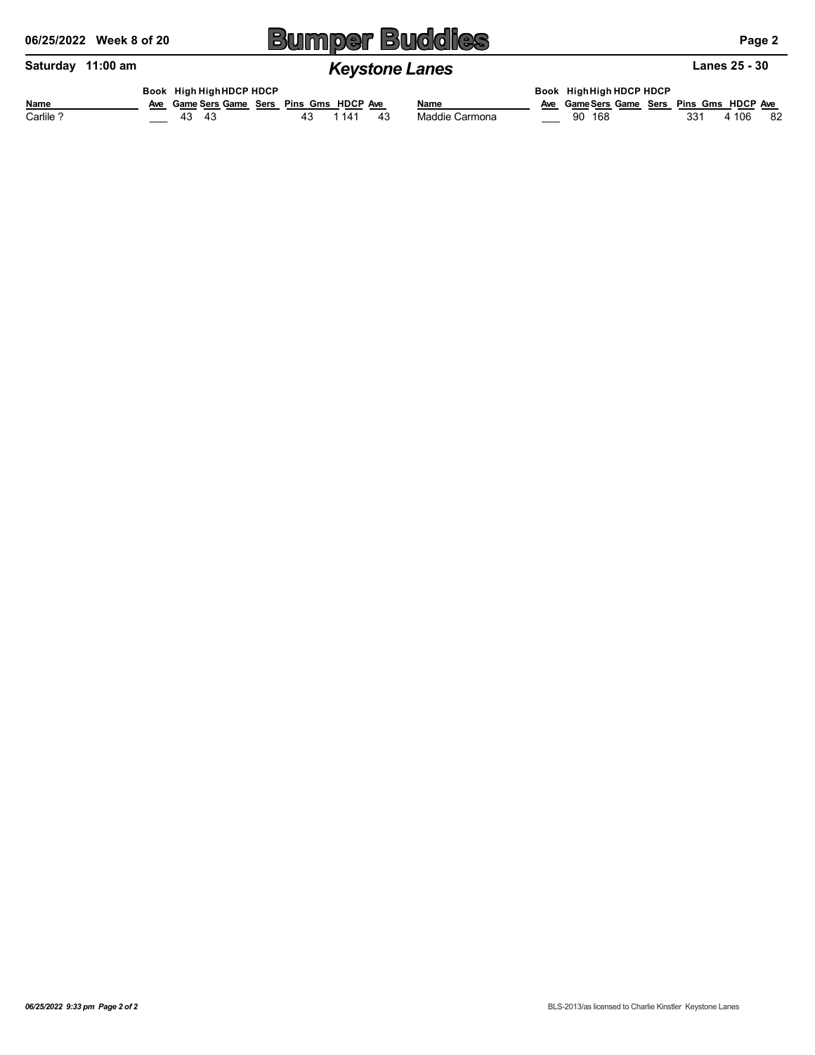# Bumper Buddies

06/25/2022 Week 8 of 20

Saturday 11:00 am

## *Keystone Lanes*

Lanes 25 - 30

| Name | Book Ave | High Game | High Sers | HDCP Game | HDCP Sers | Pins | Gms | HDCP | Ave |
|---|---|---|---|---|---|---|---|---|---|
| Carlile ? | ___ | 43 | 43 | | | 43 | 1 | 141 | 43 |
| Maddie Carmona | ___ | 90 | 168 | | | 331 | 4 | 106 | 82 |